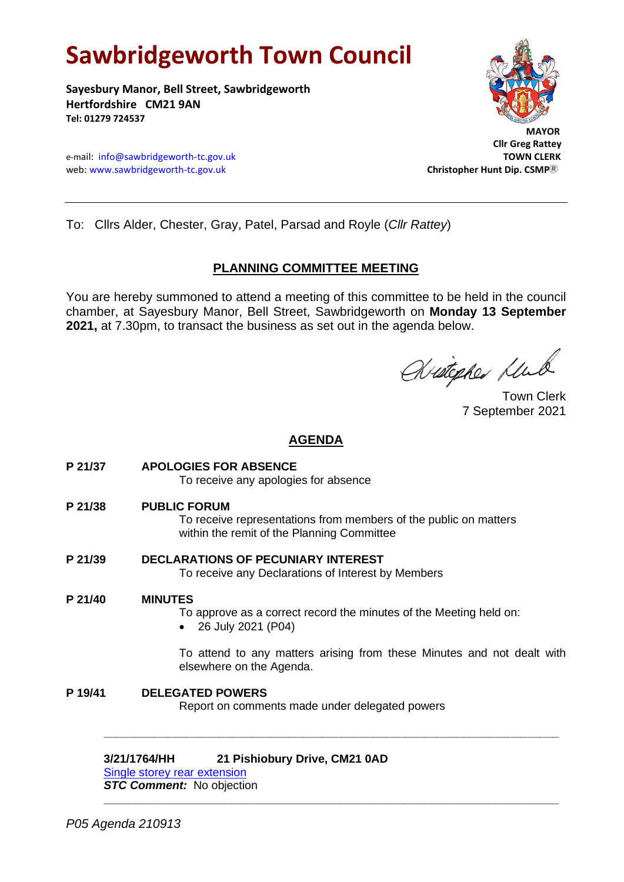# Sawbridgeworth Town Council

**Sayesbury Manor, Bell Street, Sawbridgeworth**
**Hertfordshire CM21 9AN**
**Tel: 01279 724537**

e-mail: info@sawbridgeworth-tc.gov.uk
web: www.sawbridgeworth-tc.gov.uk

**MAYOR**
**Cllr Greg Rattey**
**TOWN CLERK**
**Christopher Hunt Dip. CSMP®**

---

To: Cllrs Alder, Chester, Gray, Patel, Parsad and Royle (*Cllr Rattey*)

## PLANNING COMMITTEE MEETING

You are hereby summoned to attend a meeting of this committee to be held in the council chamber, at Sayesbury Manor, Bell Street, Sawbridgeworth on **Monday 13 September 2021,** at 7.30pm, to transact the business as set out in the agenda below.

Christopher Hunt

Town Clerk
7 September 2021

## AGENDA

**P 21/37 APOLOGIES FOR ABSENCE**
To receive any apologies for absence

**P 21/38 PUBLIC FORUM**
To receive representations from members of the public on matters within the remit of the Planning Committee

**P 21/39 DECLARATIONS OF PECUNIARY INTEREST**
To receive any Declarations of Interest by Members

**P 21/40 MINUTES**
To approve as a correct record the minutes of the Meeting held on:

- 26 July 2021 (P04)

To attend to any matters arising from these Minutes and not dealt with elsewhere on the Agenda.

**P 19/41 DELEGATED POWERS**
Report on comments made under delegated powers

---

**3/21/1764/HH 21 Pishiobury Drive, CM21 0AD**
Single storey rear extension
***STC Comment:*** No objection

---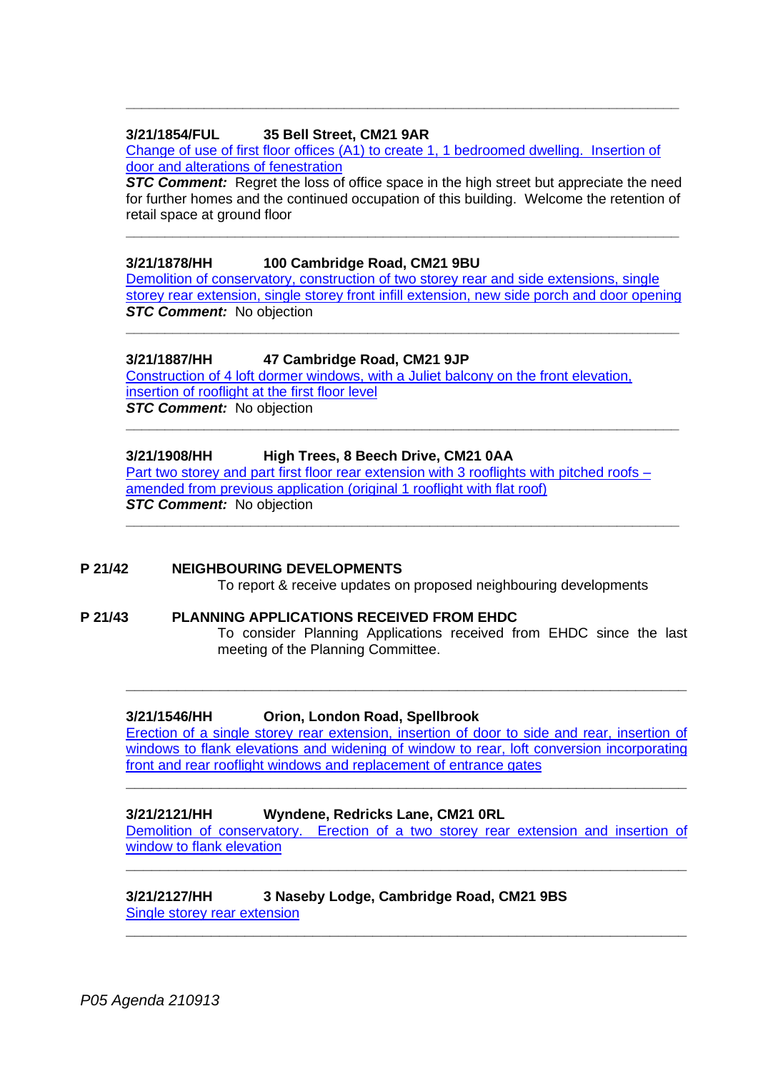---

**3/21/1854/FUL 35 Bell Street, CM21 9AR**

Change of use of first floor offices (A1) to create 1, 1 bedroomed dwelling. Insertion of door and alterations of fenestration

***STC Comment:*** Regret the loss of office space in the high street but appreciate the need for further homes and the continued occupation of this building. Welcome the retention of retail space at ground floor

---

**3/21/1878/HH 100 Cambridge Road, CM21 9BU**

Demolition of conservatory, construction of two storey rear and side extensions, single storey rear extension, single storey front infill extension, new side porch and door opening

***STC Comment:*** No objection

---

**3/21/1887/HH 47 Cambridge Road, CM21 9JP**

Construction of 4 loft dormer windows, with a Juliet balcony on the front elevation, insertion of rooflight at the first floor level

***STC Comment:*** No objection

---

**3/21/1908/HH High Trees, 8 Beech Drive, CM21 0AA**

Part two storey and part first floor rear extension with 3 rooflights with pitched roofs – amended from previous application (original 1 rooflight with flat roof)

***STC Comment:*** No objection

---

**P 21/42 NEIGHBOURING DEVELOPMENTS**

To report & receive updates on proposed neighbouring developments

**P 21/43 PLANNING APPLICATIONS RECEIVED FROM EHDC**

To consider Planning Applications received from EHDC since the last meeting of the Planning Committee.

---

**3/21/1546/HH Orion, London Road, Spellbrook**

Erection of a single storey rear extension, insertion of door to side and rear, insertion of windows to flank elevations and widening of window to rear, loft conversion incorporating front and rear rooflight windows and replacement of entrance gates

---

**3/21/2121/HH Wyndene, Redricks Lane, CM21 0RL**

Demolition of conservatory. Erection of a two storey rear extension and insertion of window to flank elevation

---

**3/21/2127/HH 3 Naseby Lodge, Cambridge Road, CM21 9BS**

Single storey rear extension

---

*P05 Agenda 210913*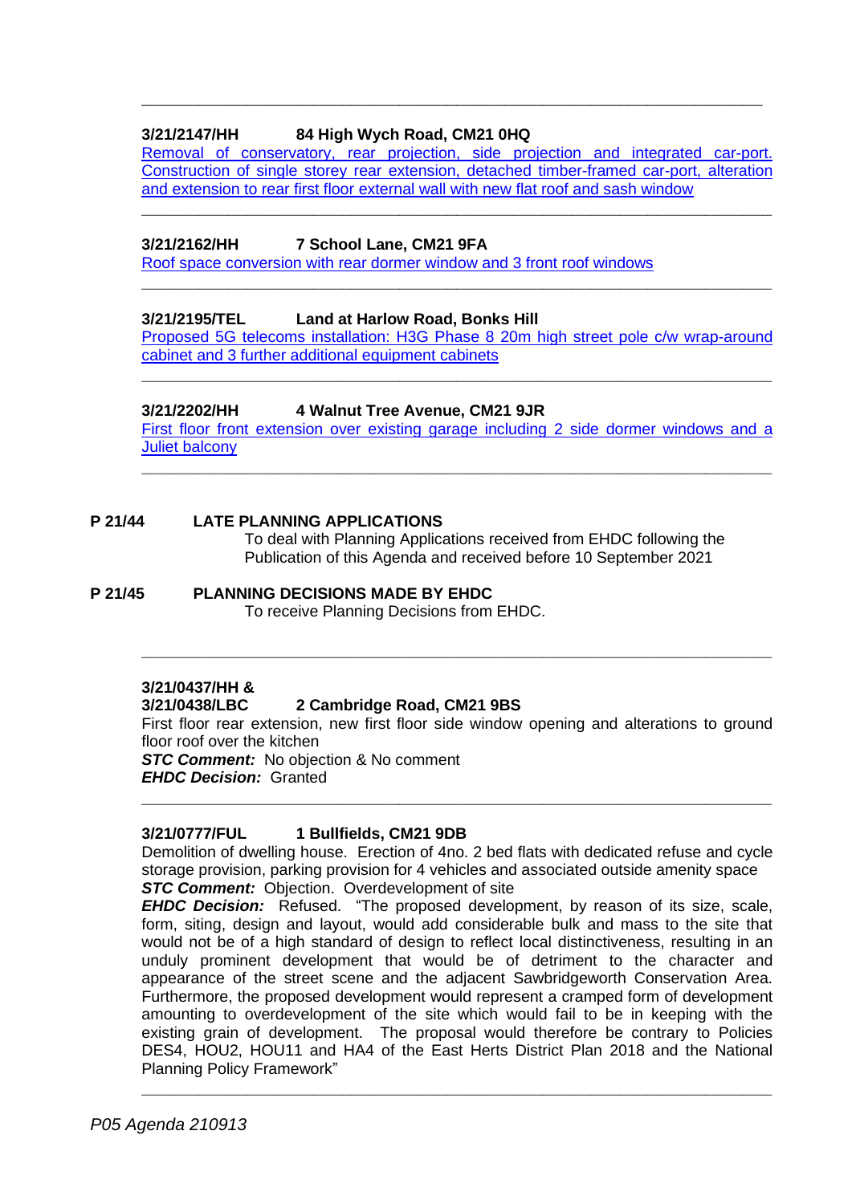---

**3/21/2147/HH 84 High Wych Road, CM21 0HQ**

Removal of conservatory, rear projection, side projection and integrated car-port. Construction of single storey rear extension, detached timber-framed car-port, alteration and extension to rear first floor external wall with new flat roof and sash window

---

**3/21/2162/HH 7 School Lane, CM21 9FA**

Roof space conversion with rear dormer window and 3 front roof windows

---

**3/21/2195/TEL Land at Harlow Road, Bonks Hill**

Proposed 5G telecoms installation: H3G Phase 8 20m high street pole c/w wrap-around cabinet and 3 further additional equipment cabinets

---

**3/21/2202/HH 4 Walnut Tree Avenue, CM21 9JR**

First floor front extension over existing garage including 2 side dormer windows and a Juliet balcony

---

**P 21/44 LATE PLANNING APPLICATIONS**

To deal with Planning Applications received from EHDC following the Publication of this Agenda and received before 10 September 2021

**P 21/45 PLANNING DECISIONS MADE BY EHDC**

To receive Planning Decisions from EHDC.

---

**3/21/0437/HH &**
**3/21/0438/LBC 2 Cambridge Road, CM21 9BS**

First floor rear extension, new first floor side window opening and alterations to ground floor roof over the kitchen

***STC Comment:*** No objection & No comment

***EHDC Decision:*** Granted

---

**3/21/0777/FUL 1 Bullfields, CM21 9DB**

Demolition of dwelling house. Erection of 4no. 2 bed flats with dedicated refuse and cycle storage provision, parking provision for 4 vehicles and associated outside amenity space

***STC Comment:*** Objection. Overdevelopment of site

***EHDC Decision:*** Refused. "The proposed development, by reason of its size, scale, form, siting, design and layout, would add considerable bulk and mass to the site that would not be of a high standard of design to reflect local distinctiveness, resulting in an unduly prominent development that would be of detriment to the character and appearance of the street scene and the adjacent Sawbridgeworth Conservation Area. Furthermore, the proposed development would represent a cramped form of development amounting to overdevelopment of the site which would fail to be in keeping with the existing grain of development. The proposal would therefore be contrary to Policies DES4, HOU2, HOU11 and HA4 of the East Herts District Plan 2018 and the National Planning Policy Framework"

---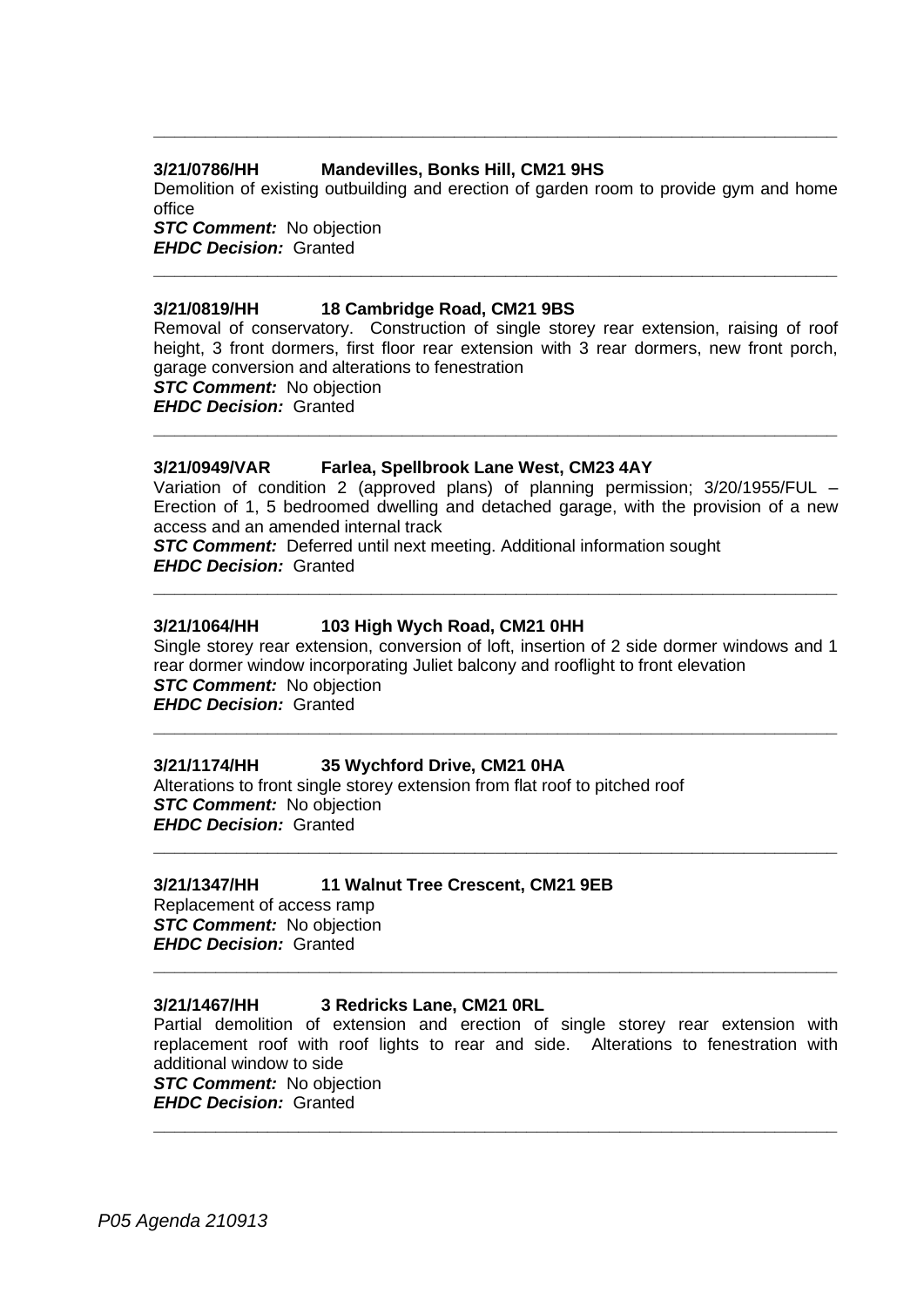---

**3/21/0786/HH Mandevilles, Bonks Hill, CM21 9HS**

Demolition of existing outbuilding and erection of garden room to provide gym and home office

***STC Comment:*** No objection

***EHDC Decision:*** Granted

---

**3/21/0819/HH 18 Cambridge Road, CM21 9BS**

Removal of conservatory. Construction of single storey rear extension, raising of roof height, 3 front dormers, first floor rear extension with 3 rear dormers, new front porch, garage conversion and alterations to fenestration

***STC Comment:*** No objection

***EHDC Decision:*** Granted

---

**3/21/0949/VAR Farlea, Spellbrook Lane West, CM23 4AY**

Variation of condition 2 (approved plans) of planning permission; 3/20/1955/FUL – Erection of 1, 5 bedroomed dwelling and detached garage, with the provision of a new access and an amended internal track

***STC Comment:*** Deferred until next meeting. Additional information sought

***EHDC Decision:*** Granted

---

**3/21/1064/HH 103 High Wych Road, CM21 0HH**

Single storey rear extension, conversion of loft, insertion of 2 side dormer windows and 1 rear dormer window incorporating Juliet balcony and rooflight to front elevation

***STC Comment:*** No objection

***EHDC Decision:*** Granted

---

**3/21/1174/HH 35 Wychford Drive, CM21 0HA**

Alterations to front single storey extension from flat roof to pitched roof

***STC Comment:*** No objection

***EHDC Decision:*** Granted

---

**3/21/1347/HH 11 Walnut Tree Crescent, CM21 9EB**

Replacement of access ramp

***STC Comment:*** No objection

***EHDC Decision:*** Granted

---

**3/21/1467/HH 3 Redricks Lane, CM21 0RL**

Partial demolition of extension and erection of single storey rear extension with replacement roof with roof lights to rear and side. Alterations to fenestration with additional window to side

***STC Comment:*** No objection

***EHDC Decision:*** Granted

---

*P05 Agenda 210913*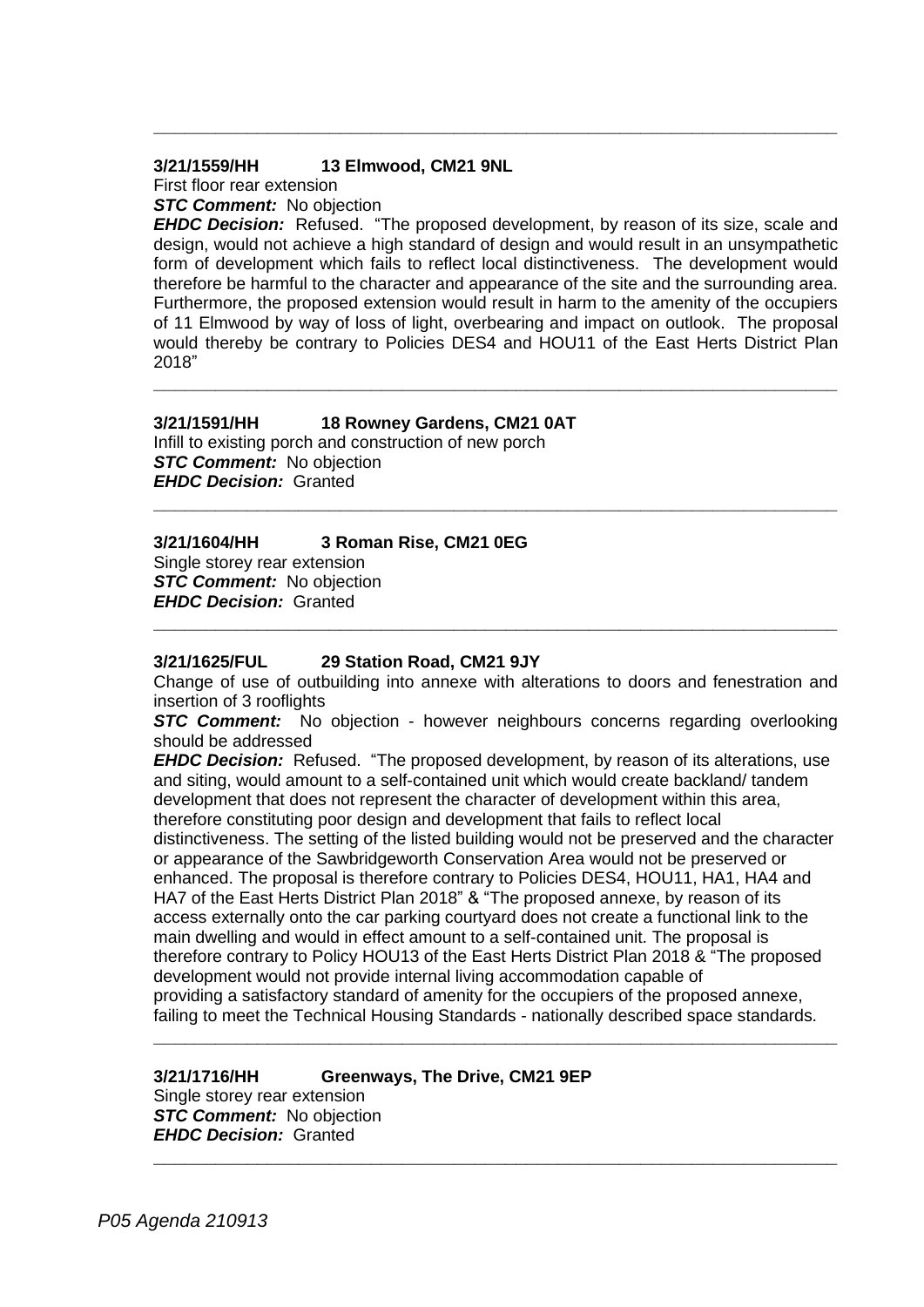---

**3/21/1559/HH 13 Elmwood, CM21 9NL**

First floor rear extension

***STC Comment:*** No objection

***EHDC Decision:*** Refused. "The proposed development, by reason of its size, scale and design, would not achieve a high standard of design and would result in an unsympathetic form of development which fails to reflect local distinctiveness. The development would therefore be harmful to the character and appearance of the site and the surrounding area. Furthermore, the proposed extension would result in harm to the amenity of the occupiers of 11 Elmwood by way of loss of light, overbearing and impact on outlook. The proposal would thereby be contrary to Policies DES4 and HOU11 of the East Herts District Plan 2018"

---

**3/21/1591/HH 18 Rowney Gardens, CM21 0AT**

Infill to existing porch and construction of new porch

***STC Comment:*** No objection

***EHDC Decision:*** Granted

---

**3/21/1604/HH 3 Roman Rise, CM21 0EG**

Single storey rear extension

***STC Comment:*** No objection

***EHDC Decision:*** Granted

---

**3/21/1625/FUL 29 Station Road, CM21 9JY**

Change of use of outbuilding into annexe with alterations to doors and fenestration and insertion of 3 rooflights

***STC Comment:*** No objection - however neighbours concerns regarding overlooking should be addressed

***EHDC Decision:*** Refused. "The proposed development, by reason of its alterations, use and siting, would amount to a self-contained unit which would create backland/ tandem development that does not represent the character of development within this area, therefore constituting poor design and development that fails to reflect local distinctiveness. The setting of the listed building would not be preserved and the character or appearance of the Sawbridgeworth Conservation Area would not be preserved or enhanced. The proposal is therefore contrary to Policies DES4, HOU11, HA1, HA4 and HA7 of the East Herts District Plan 2018" & "The proposed annexe, by reason of its access externally onto the car parking courtyard does not create a functional link to the main dwelling and would in effect amount to a self-contained unit. The proposal is therefore contrary to Policy HOU13 of the East Herts District Plan 2018 & "The proposed development would not provide internal living accommodation capable of providing a satisfactory standard of amenity for the occupiers of the proposed annexe, failing to meet the Technical Housing Standards - nationally described space standards.

---

**3/21/1716/HH Greenways, The Drive, CM21 9EP**

Single storey rear extension

***STC Comment:*** No objection

***EHDC Decision:*** Granted

---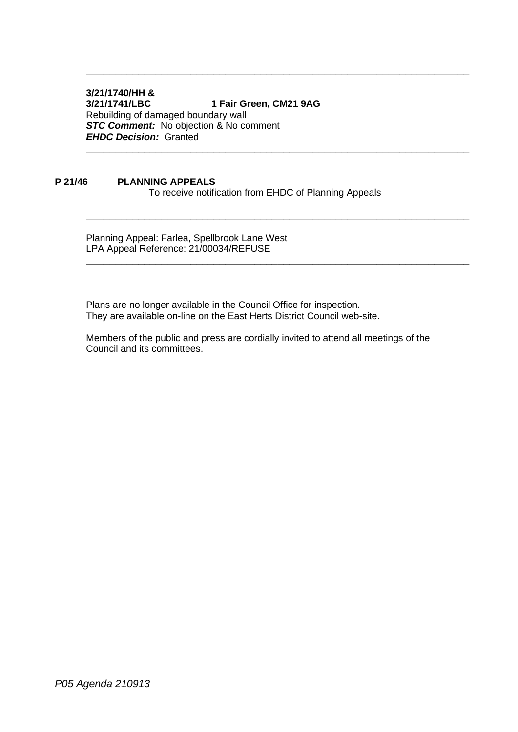---

**3/21/1740/HH &**
**3/21/1741/LBC** **1 Fair Green, CM21 9AG**
Rebuilding of damaged boundary wall
***STC Comment:*** No objection & No comment
***EHDC Decision:*** Granted

---

**P 21/46 PLANNING APPEALS**
To receive notification from EHDC of Planning Appeals

---

Planning Appeal: Farlea, Spellbrook Lane West
LPA Appeal Reference: 21/00034/REFUSE

---

Plans are no longer available in the Council Office for inspection.
They are available on-line on the East Herts District Council web-site.

Members of the public and press are cordially invited to attend all meetings of the Council and its committees.